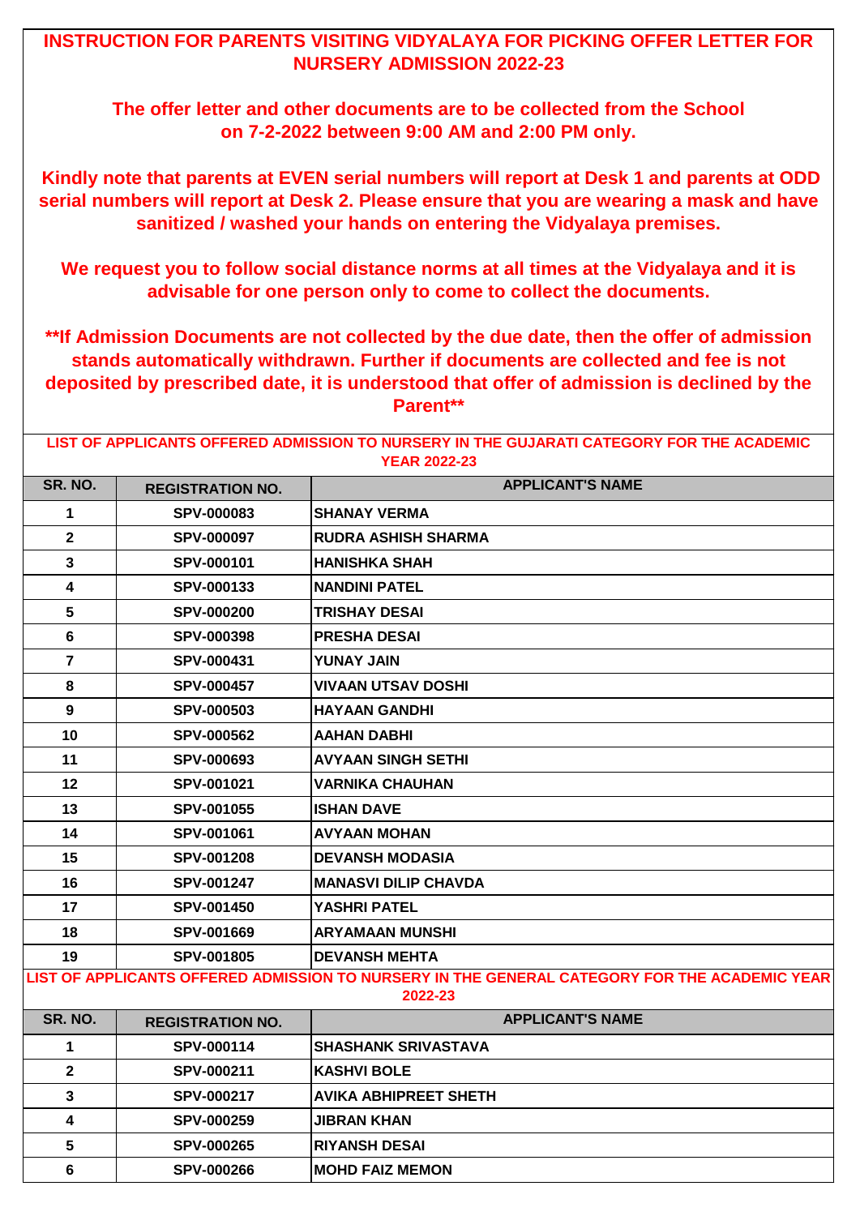# INSTRUCTION FOR PARENTS VISITING VIDYALAYA FOR PICKING OFFER LETTER FOR NURSERY ADMISSION 2022-23

**The offer letter and other documents are to be collected from the School on 7-2-2022 between 9:00 AM and 2:00 PM only.**

**Kindly note that parents at EVEN serial numbers will report at Desk 1 and parents at ODD serial numbers will report at Desk 2. Please ensure that you are wearing a mask and have sanitized / washed your hands on entering the Vidyalaya premises.**

**We request you to follow social distance norms at all times at the Vidyalaya and it is advisable for one person only to come to collect the documents.**

**\*\*If Admission Documents are not collected by the due date, then the offer of admission stands automatically withdrawn. Further if documents are collected and fee is not deposited by prescribed date, it is understood that offer of admission is declined by the Parent\*\***

## LIST OF APPLICANTS OFFERED ADMISSION TO NURSERY IN THE GUJARATI CATEGORY FOR THE ACADEMIC YEAR 2022-23

| SR. NO. | REGISTRATION NO. | APPLICANT'S NAME |
|---|---|---|
| 1 | SPV-000083 | SHANAY VERMA |
| 2 | SPV-000097 | RUDRA ASHISH SHARMA |
| 3 | SPV-000101 | HANISHKA SHAH |
| 4 | SPV-000133 | NANDINI PATEL |
| 5 | SPV-000200 | TRISHAY DESAI |
| 6 | SPV-000398 | PRESHA DESAI |
| 7 | SPV-000431 | YUNAY JAIN |
| 8 | SPV-000457 | VIVAAN UTSAV DOSHI |
| 9 | SPV-000503 | HAYAAN GANDHI |
| 10 | SPV-000562 | AAHAN DABHI |
| 11 | SPV-000693 | AVYAAN SINGH SETHI |
| 12 | SPV-001021 | VARNIKA CHAUHAN |
| 13 | SPV-001055 | ISHAN DAVE |
| 14 | SPV-001061 | AVYAAN MOHAN |
| 15 | SPV-001208 | DEVANSH MODASIA |
| 16 | SPV-001247 | MANASVI DILIP CHAVDA |
| 17 | SPV-001450 | YASHRI PATEL |
| 18 | SPV-001669 | ARYAMAAN MUNSHI |
| 19 | SPV-001805 | DEVANSH MEHTA |

## LIST OF APPLICANTS OFFERED ADMISSION TO NURSERY IN THE GENERAL CATEGORY FOR THE ACADEMIC YEAR 2022-23

| SR. NO. | REGISTRATION NO. | APPLICANT'S NAME |
|---|---|---|
| 1 | SPV-000114 | SHASHANK SRIVASTAVA |
| 2 | SPV-000211 | KASHVI BOLE |
| 3 | SPV-000217 | AVIKA ABHIPREET SHETH |
| 4 | SPV-000259 | JIBRAN KHAN |
| 5 | SPV-000265 | RIYANSH DESAI |
| 6 | SPV-000266 | MOHD FAIZ MEMON |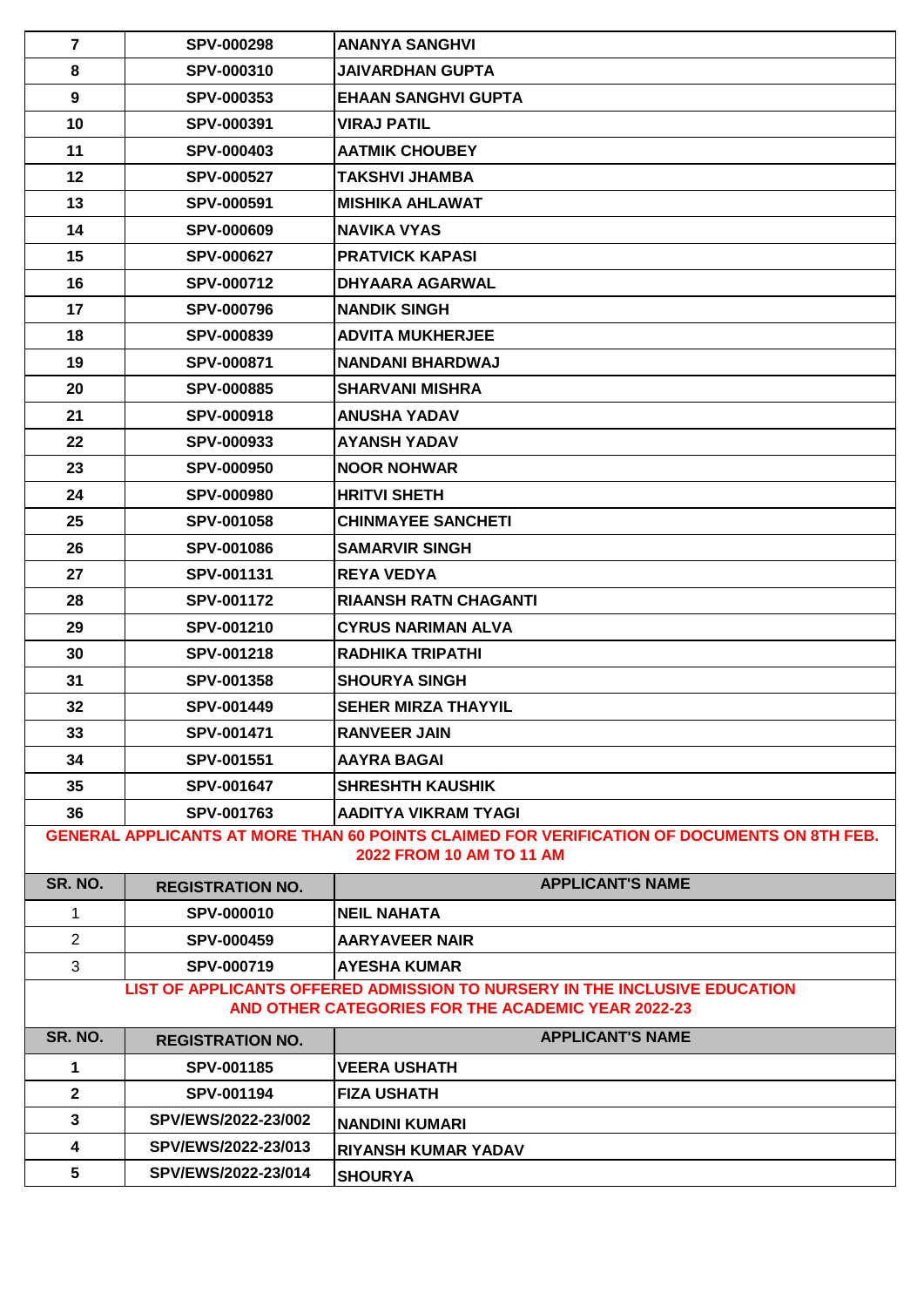| | | |
|---|---|---|
| 7 | SPV-000298 | ANANYA SANGHVI |
| 8 | SPV-000310 | JAIVARDHAN GUPTA |
| 9 | SPV-000353 | EHAAN SANGHVI GUPTA |
| 10 | SPV-000391 | VIRAJ PATIL |
| 11 | SPV-000403 | AATMIK CHOUBEY |
| 12 | SPV-000527 | TAKSHVI JHAMBA |
| 13 | SPV-000591 | MISHIKA AHLAWAT |
| 14 | SPV-000609 | NAVIKA VYAS |
| 15 | SPV-000627 | PRATVICK KAPASI |
| 16 | SPV-000712 | DHYAARA AGARWAL |
| 17 | SPV-000796 | NANDIK SINGH |
| 18 | SPV-000839 | ADVITA MUKHERJEE |
| 19 | SPV-000871 | NANDANI BHARDWAJ |
| 20 | SPV-000885 | SHARVANI MISHRA |
| 21 | SPV-000918 | ANUSHA YADAV |
| 22 | SPV-000933 | AYANSH YADAV |
| 23 | SPV-000950 | NOOR NOHWAR |
| 24 | SPV-000980 | HRITVI SHETH |
| 25 | SPV-001058 | CHINMAYEE SANCHETI |
| 26 | SPV-001086 | SAMARVIR SINGH |
| 27 | SPV-001131 | REYA VEDYA |
| 28 | SPV-001172 | RIAANSH RATN CHAGANTI |
| 29 | SPV-001210 | CYRUS NARIMAN ALVA |
| 30 | SPV-001218 | RADHIKA TRIPATHI |
| 31 | SPV-001358 | SHOURYA SINGH |
| 32 | SPV-001449 | SEHER MIRZA THAYYIL |
| 33 | SPV-001471 | RANVEER JAIN |
| 34 | SPV-001551 | AAYRA BAGAI |
| 35 | SPV-001647 | SHRESHTH KAUSHIK |
| 36 | SPV-001763 | AADITYA VIKRAM TYAGI |

**GENERAL APPLICANTS AT MORE THAN 60 POINTS CLAIMED FOR VERIFICATION OF DOCUMENTS ON 8TH FEB. 2022 FROM 10 AM TO 11 AM**

| SR. NO. | REGISTRATION NO. | APPLICANT'S NAME |
|---|---|---|
| 1 | SPV-000010 | NEIL NAHATA |
| 2 | SPV-000459 | AARYAVEER NAIR |
| 3 | SPV-000719 | AYESHA KUMAR |

**LIST OF APPLICANTS OFFERED ADMISSION TO NURSERY IN THE INCLUSIVE EDUCATION AND OTHER CATEGORIES FOR THE ACADEMIC YEAR 2022-23**

| SR. NO. | REGISTRATION NO. | APPLICANT'S NAME |
|---|---|---|
| 1 | SPV-001185 | VEERA USHATH |
| 2 | SPV-001194 | FIZA USHATH |
| 3 | SPV/EWS/2022-23/002 | NANDINI KUMARI |
| 4 | SPV/EWS/2022-23/013 | RIYANSH KUMAR YADAV |
| 5 | SPV/EWS/2022-23/014 | SHOURYA |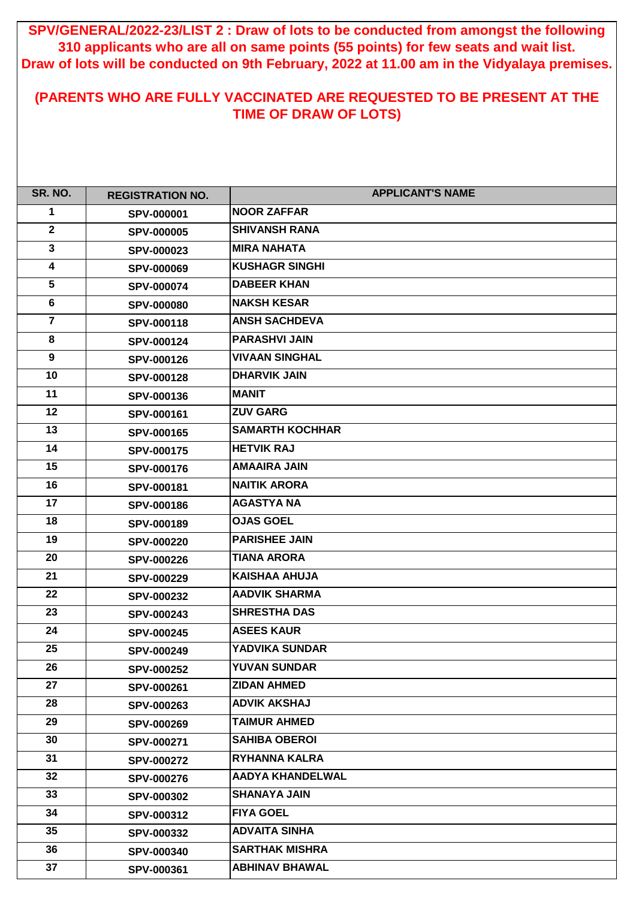**SPV/GENERAL/2022-23/LIST 2 : Draw of lots to be conducted from amongst the following 310 applicants who are all on same points (55 points) for few seats and wait list. Draw of lots will be conducted on 9th February, 2022 at 11.00 am in the Vidyalaya premises.**

**(PARENTS WHO ARE FULLY VACCINATED ARE REQUESTED TO BE PRESENT AT THE TIME OF DRAW OF LOTS)**

| SR. NO. | REGISTRATION NO. | APPLICANT'S NAME |
|---|---|---|
| 1 | SPV-000001 | NOOR ZAFFAR |
| 2 | SPV-000005 | SHIVANSH RANA |
| 3 | SPV-000023 | MIRA NAHATA |
| 4 | SPV-000069 | KUSHAGR SINGHI |
| 5 | SPV-000074 | DABEER KHAN |
| 6 | SPV-000080 | NAKSH KESAR |
| 7 | SPV-000118 | ANSH SACHDEVA |
| 8 | SPV-000124 | PARASHVI JAIN |
| 9 | SPV-000126 | VIVAAN SINGHAL |
| 10 | SPV-000128 | DHARVIK JAIN |
| 11 | SPV-000136 | MANIT |
| 12 | SPV-000161 | ZUV GARG |
| 13 | SPV-000165 | SAMARTH KOCHHAR |
| 14 | SPV-000175 | HETVIK RAJ |
| 15 | SPV-000176 | AMAAIRA JAIN |
| 16 | SPV-000181 | NAITIK ARORA |
| 17 | SPV-000186 | AGASTYA NA |
| 18 | SPV-000189 | OJAS GOEL |
| 19 | SPV-000220 | PARISHEE JAIN |
| 20 | SPV-000226 | TIANA ARORA |
| 21 | SPV-000229 | KAISHAA AHUJA |
| 22 | SPV-000232 | AADVIK SHARMA |
| 23 | SPV-000243 | SHRESTHA DAS |
| 24 | SPV-000245 | ASEES KAUR |
| 25 | SPV-000249 | YADVIKA SUNDAR |
| 26 | SPV-000252 | YUVAN SUNDAR |
| 27 | SPV-000261 | ZIDAN AHMED |
| 28 | SPV-000263 | ADVIK AKSHAJ |
| 29 | SPV-000269 | TAIMUR AHMED |
| 30 | SPV-000271 | SAHIBA OBEROI |
| 31 | SPV-000272 | RYHANNA KALRA |
| 32 | SPV-000276 | AADYA KHANDELWAL |
| 33 | SPV-000302 | SHANAYA JAIN |
| 34 | SPV-000312 | FIYA GOEL |
| 35 | SPV-000332 | ADVAITA SINHA |
| 36 | SPV-000340 | SARTHAK MISHRA |
| 37 | SPV-000361 | ABHINAV BHAWAL |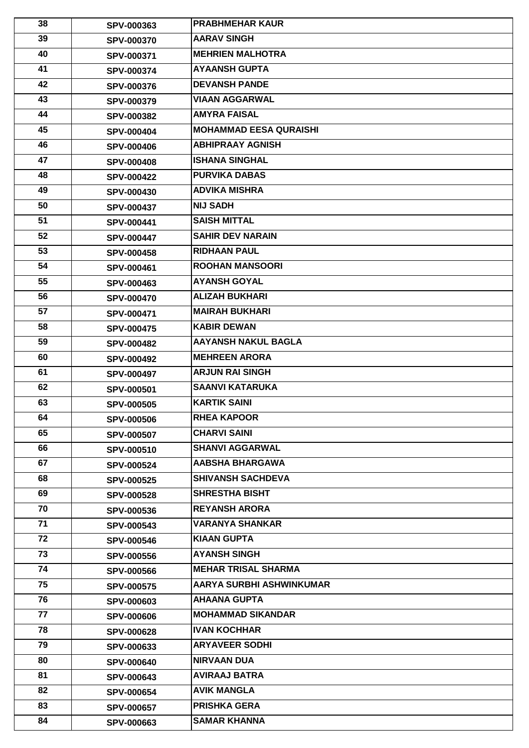| 38 | SPV-000363 | PRABHMEHAR KAUR |
|---|---|---|
| 39 | SPV-000370 | AARAV SINGH |
| 40 | SPV-000371 | MEHRIEN MALHOTRA |
| 41 | SPV-000374 | AYAANSH GUPTA |
| 42 | SPV-000376 | DEVANSH PANDE |
| 43 | SPV-000379 | VIAAN AGGARWAL |
| 44 | SPV-000382 | AMYRA FAISAL |
| 45 | SPV-000404 | MOHAMMAD EESA QURAISHI |
| 46 | SPV-000406 | ABHIPRAAY AGNISH |
| 47 | SPV-000408 | ISHANA SINGHAL |
| 48 | SPV-000422 | PURVIKA DABAS |
| 49 | SPV-000430 | ADVIKA MISHRA |
| 50 | SPV-000437 | NIJ SADH |
| 51 | SPV-000441 | SAISH MITTAL |
| 52 | SPV-000447 | SAHIR DEV NARAIN |
| 53 | SPV-000458 | RIDHAAN PAUL |
| 54 | SPV-000461 | ROOHAN MANSOORI |
| 55 | SPV-000463 | AYANSH GOYAL |
| 56 | SPV-000470 | ALIZAH BUKHARI |
| 57 | SPV-000471 | MAIRAH BUKHARI |
| 58 | SPV-000475 | KABIR DEWAN |
| 59 | SPV-000482 | AAYANSH NAKUL BAGLA |
| 60 | SPV-000492 | MEHREEN ARORA |
| 61 | SPV-000497 | ARJUN RAI SINGH |
| 62 | SPV-000501 | SAANVI KATARUKA |
| 63 | SPV-000505 | KARTIK SAINI |
| 64 | SPV-000506 | RHEA KAPOOR |
| 65 | SPV-000507 | CHARVI SAINI |
| 66 | SPV-000510 | SHANVI AGGARWAL |
| 67 | SPV-000524 | AABSHA BHARGAWA |
| 68 | SPV-000525 | SHIVANSH SACHDEVA |
| 69 | SPV-000528 | SHRESTHA BISHT |
| 70 | SPV-000536 | REYANSH ARORA |
| 71 | SPV-000543 | VARANYA SHANKAR |
| 72 | SPV-000546 | KIAAN GUPTA |
| 73 | SPV-000556 | AYANSH SINGH |
| 74 | SPV-000566 | MEHAR TRISAL SHARMA |
| 75 | SPV-000575 | AARYA SURBHI ASHWINKUMAR |
| 76 | SPV-000603 | AHAANA GUPTA |
| 77 | SPV-000606 | MOHAMMAD SIKANDAR |
| 78 | SPV-000628 | IVAN KOCHHAR |
| 79 | SPV-000633 | ARYAVEER SODHI |
| 80 | SPV-000640 | NIRVAAN DUA |
| 81 | SPV-000643 | AVIRAAJ BATRA |
| 82 | SPV-000654 | AVIK MANGLA |
| 83 | SPV-000657 | PRISHKA GERA |
| 84 | SPV-000663 | SAMAR KHANNA |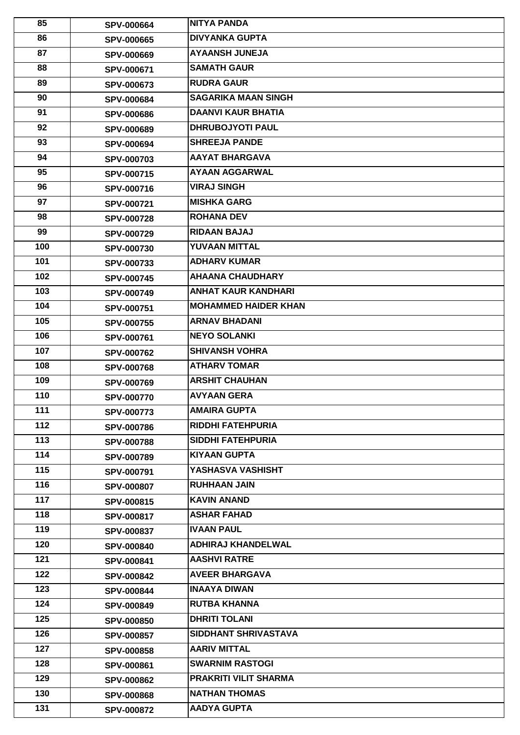| 85 | SPV-000664 | NITYA PANDA |
|---|---|---|
| 86 | SPV-000665 | DIVYANKA GUPTA |
| 87 | SPV-000669 | AYAANSH JUNEJA |
| 88 | SPV-000671 | SAMATH GAUR |
| 89 | SPV-000673 | RUDRA GAUR |
| 90 | SPV-000684 | SAGARIKA MAAN SINGH |
| 91 | SPV-000686 | DAANVI KAUR BHATIA |
| 92 | SPV-000689 | DHRUBOJYOTI PAUL |
| 93 | SPV-000694 | SHREEJA PANDE |
| 94 | SPV-000703 | AAYAT BHARGAVA |
| 95 | SPV-000715 | AYAAN AGGARWAL |
| 96 | SPV-000716 | VIRAJ SINGH |
| 97 | SPV-000721 | MISHKA GARG |
| 98 | SPV-000728 | ROHANA DEV |
| 99 | SPV-000729 | RIDAAN BAJAJ |
| 100 | SPV-000730 | YUVAAN MITTAL |
| 101 | SPV-000733 | ADHARV KUMAR |
| 102 | SPV-000745 | AHAANA CHAUDHARY |
| 103 | SPV-000749 | ANHAT KAUR KANDHARI |
| 104 | SPV-000751 | MOHAMMED HAIDER KHAN |
| 105 | SPV-000755 | ARNAV BHADANI |
| 106 | SPV-000761 | NEYO SOLANKI |
| 107 | SPV-000762 | SHIVANSH VOHRA |
| 108 | SPV-000768 | ATHARV TOMAR |
| 109 | SPV-000769 | ARSHIT CHAUHAN |
| 110 | SPV-000770 | AVYAAN GERA |
| 111 | SPV-000773 | AMAIRA GUPTA |
| 112 | SPV-000786 | RIDDHI FATEHPURIA |
| 113 | SPV-000788 | SIDDHI FATEHPURIA |
| 114 | SPV-000789 | KIYAAN GUPTA |
| 115 | SPV-000791 | YASHASVA VASHISHT |
| 116 | SPV-000807 | RUHHAAN JAIN |
| 117 | SPV-000815 | KAVIN ANAND |
| 118 | SPV-000817 | ASHAR FAHAD |
| 119 | SPV-000837 | IVAAN PAUL |
| 120 | SPV-000840 | ADHIRAJ KHANDELWAL |
| 121 | SPV-000841 | AASHVI RATRE |
| 122 | SPV-000842 | AVEER BHARGAVA |
| 123 | SPV-000844 | INAAYA DIWAN |
| 124 | SPV-000849 | RUTBA KHANNA |
| 125 | SPV-000850 | DHRITI TOLANI |
| 126 | SPV-000857 | SIDDHANT SHRIVASTAVA |
| 127 | SPV-000858 | AARIV MITTAL |
| 128 | SPV-000861 | SWARNIM RASTOGI |
| 129 | SPV-000862 | PRAKRITI VILIT SHARMA |
| 130 | SPV-000868 | NATHAN THOMAS |
| 131 | SPV-000872 | AADYA GUPTA |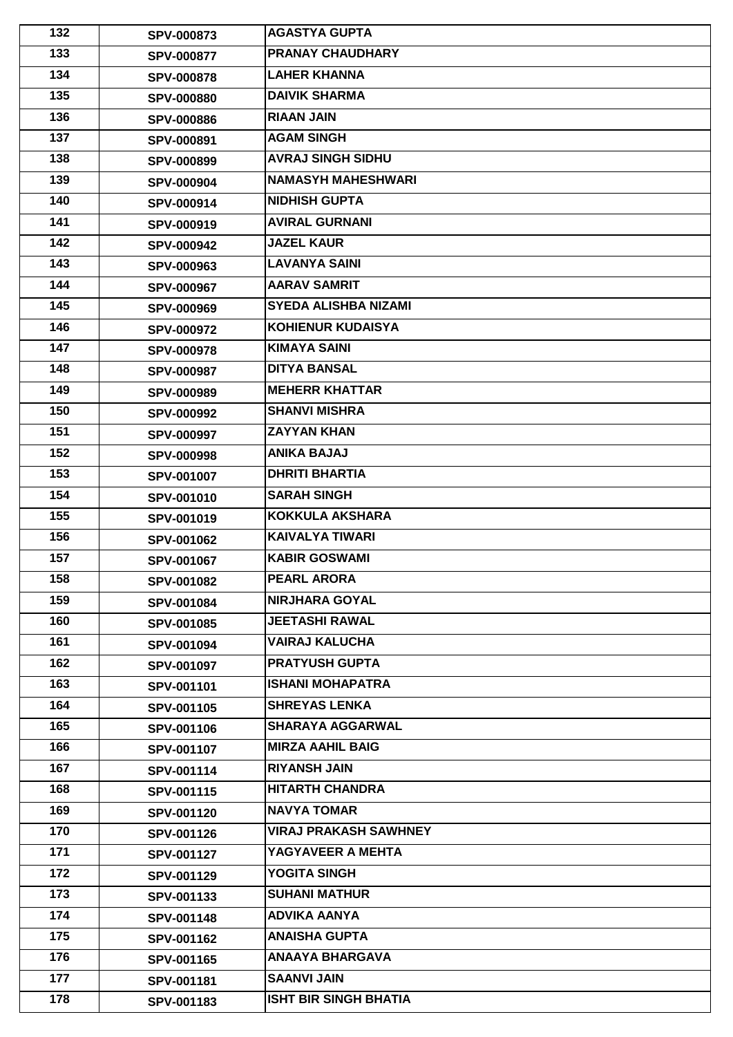| 132 | SPV-000873 | AGASTYA GUPTA |
|---|---|---|
| 133 | SPV-000877 | PRANAY CHAUDHARY |
| 134 | SPV-000878 | LAHER KHANNA |
| 135 | SPV-000880 | DAIVIK SHARMA |
| 136 | SPV-000886 | RIAAN JAIN |
| 137 | SPV-000891 | AGAM SINGH |
| 138 | SPV-000899 | AVRAJ SINGH SIDHU |
| 139 | SPV-000904 | NAMASYH MAHESHWARI |
| 140 | SPV-000914 | NIDHISH GUPTA |
| 141 | SPV-000919 | AVIRAL GURNANI |
| 142 | SPV-000942 | JAZEL KAUR |
| 143 | SPV-000963 | LAVANYA SAINI |
| 144 | SPV-000967 | AARAV SAMRIT |
| 145 | SPV-000969 | SYEDA ALISHBA NIZAMI |
| 146 | SPV-000972 | KOHIENUR KUDAISYA |
| 147 | SPV-000978 | KIMAYA SAINI |
| 148 | SPV-000987 | DITYA BANSAL |
| 149 | SPV-000989 | MEHERR KHATTAR |
| 150 | SPV-000992 | SHANVI MISHRA |
| 151 | SPV-000997 | ZAYYAN KHAN |
| 152 | SPV-000998 | ANIKA BAJAJ |
| 153 | SPV-001007 | DHRITI BHARTIA |
| 154 | SPV-001010 | SARAH SINGH |
| 155 | SPV-001019 | KOKKULA AKSHARA |
| 156 | SPV-001062 | KAIVALYA TIWARI |
| 157 | SPV-001067 | KABIR GOSWAMI |
| 158 | SPV-001082 | PEARL ARORA |
| 159 | SPV-001084 | NIRJHARA GOYAL |
| 160 | SPV-001085 | JEETASHI RAWAL |
| 161 | SPV-001094 | VAIRAJ KALUCHA |
| 162 | SPV-001097 | PRATYUSH GUPTA |
| 163 | SPV-001101 | ISHANI MOHAPATRA |
| 164 | SPV-001105 | SHREYAS LENKA |
| 165 | SPV-001106 | SHARAYA AGGARWAL |
| 166 | SPV-001107 | MIRZA AAHIL BAIG |
| 167 | SPV-001114 | RIYANSH JAIN |
| 168 | SPV-001115 | HITARTH CHANDRA |
| 169 | SPV-001120 | NAVYA TOMAR |
| 170 | SPV-001126 | VIRAJ PRAKASH SAWHNEY |
| 171 | SPV-001127 | YAGYAVEER A MEHTA |
| 172 | SPV-001129 | YOGITA SINGH |
| 173 | SPV-001133 | SUHANI MATHUR |
| 174 | SPV-001148 | ADVIKA AANYA |
| 175 | SPV-001162 | ANAISHA GUPTA |
| 176 | SPV-001165 | ANAAYA BHARGAVA |
| 177 | SPV-001181 | SAANVI JAIN |
| 178 | SPV-001183 | ISHT BIR SINGH BHATIA |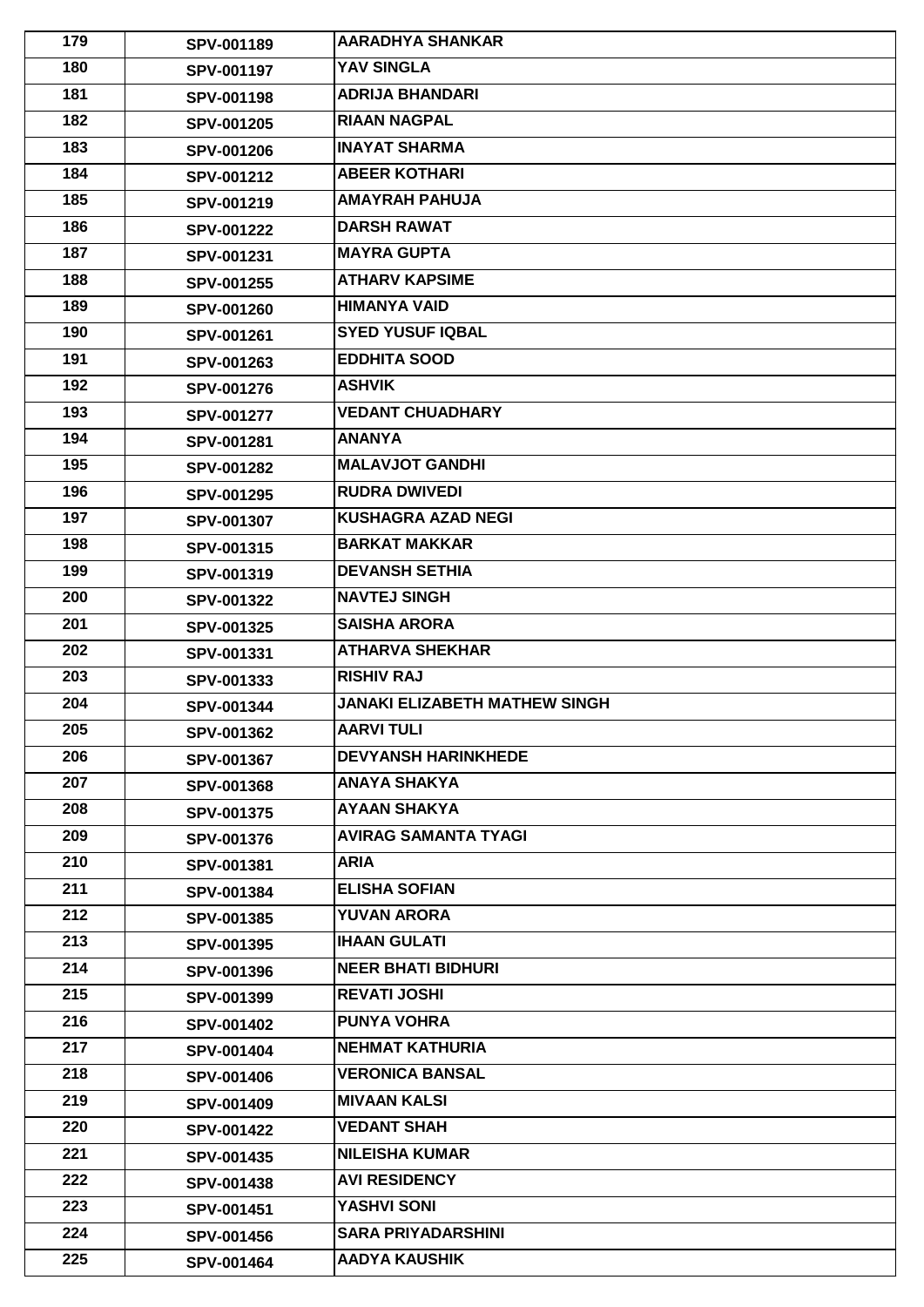| 179 | SPV-001189 | AARADHYA SHANKAR |
|---|---|---|
| 180 | SPV-001197 | YAV SINGLA |
| 181 | SPV-001198 | ADRIJA BHANDARI |
| 182 | SPV-001205 | RIAAN NAGPAL |
| 183 | SPV-001206 | INAYAT SHARMA |
| 184 | SPV-001212 | ABEER KOTHARI |
| 185 | SPV-001219 | AMAYRAH PAHUJA |
| 186 | SPV-001222 | DARSH RAWAT |
| 187 | SPV-001231 | MAYRA GUPTA |
| 188 | SPV-001255 | ATHARV KAPSIME |
| 189 | SPV-001260 | HIMANYA VAID |
| 190 | SPV-001261 | SYED YUSUF IQBAL |
| 191 | SPV-001263 | EDDHITA SOOD |
| 192 | SPV-001276 | ASHVIK |
| 193 | SPV-001277 | VEDANT CHUADHARY |
| 194 | SPV-001281 | ANANYA |
| 195 | SPV-001282 | MALAVJOT GANDHI |
| 196 | SPV-001295 | RUDRA DWIVEDI |
| 197 | SPV-001307 | KUSHAGRA AZAD NEGI |
| 198 | SPV-001315 | BARKAT MAKKAR |
| 199 | SPV-001319 | DEVANSH SETHIA |
| 200 | SPV-001322 | NAVTEJ SINGH |
| 201 | SPV-001325 | SAISHA ARORA |
| 202 | SPV-001331 | ATHARVA SHEKHAR |
| 203 | SPV-001333 | RISHIV RAJ |
| 204 | SPV-001344 | JANAKI ELIZABETH MATHEW SINGH |
| 205 | SPV-001362 | AARVI TULI |
| 206 | SPV-001367 | DEVYANSH HARINKHEDE |
| 207 | SPV-001368 | ANAYA SHAKYA |
| 208 | SPV-001375 | AYAAN SHAKYA |
| 209 | SPV-001376 | AVIRAG SAMANTA TYAGI |
| 210 | SPV-001381 | ARIA |
| 211 | SPV-001384 | ELISHA SOFIAN |
| 212 | SPV-001385 | YUVAN ARORA |
| 213 | SPV-001395 | IHAAN GULATI |
| 214 | SPV-001396 | NEER BHATI BIDHURI |
| 215 | SPV-001399 | REVATI JOSHI |
| 216 | SPV-001402 | PUNYA VOHRA |
| 217 | SPV-001404 | NEHMAT KATHURIA |
| 218 | SPV-001406 | VERONICA BANSAL |
| 219 | SPV-001409 | MIVAAN KALSI |
| 220 | SPV-001422 | VEDANT SHAH |
| 221 | SPV-001435 | NILEISHA KUMAR |
| 222 | SPV-001438 | AVI RESIDENCY |
| 223 | SPV-001451 | YASHVI SONI |
| 224 | SPV-001456 | SARA PRIYADARSHINI |
| 225 | SPV-001464 | AADYA KAUSHIK |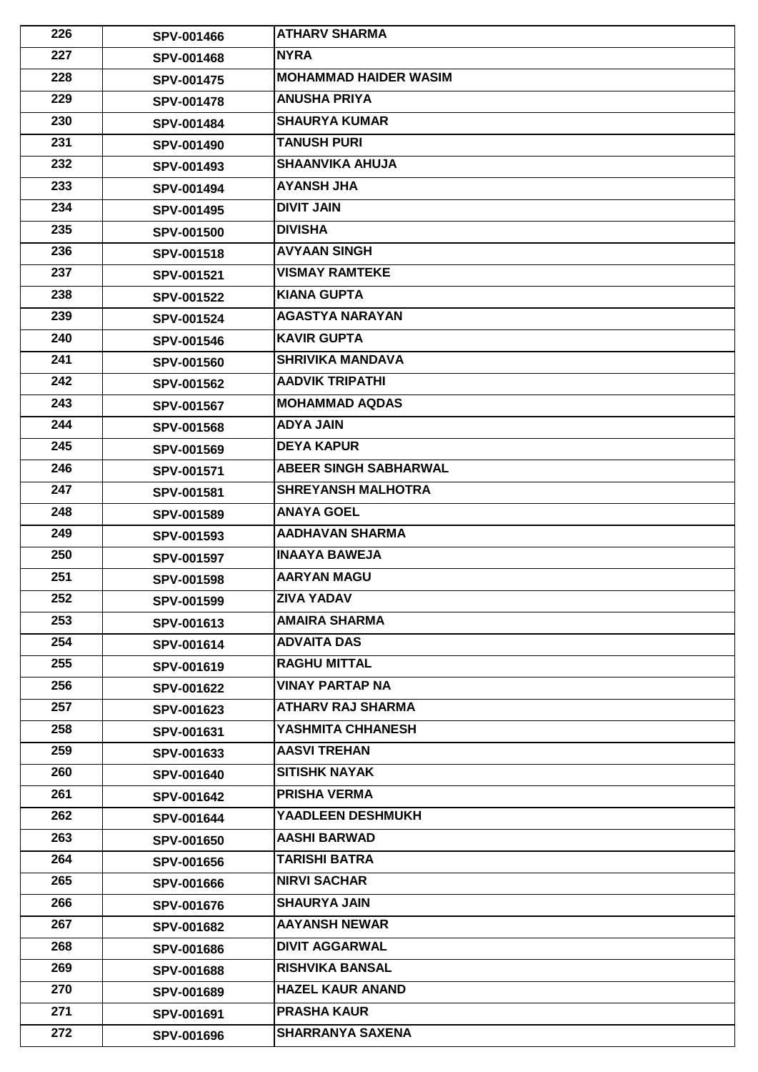| 226 | SPV-001466 | ATHARV SHARMA |
|---|---|---|
| 227 | SPV-001468 | NYRA |
| 228 | SPV-001475 | MOHAMMAD HAIDER WASIM |
| 229 | SPV-001478 | ANUSHA PRIYA |
| 230 | SPV-001484 | SHAURYA KUMAR |
| 231 | SPV-001490 | TANUSH PURI |
| 232 | SPV-001493 | SHAANVIKA AHUJA |
| 233 | SPV-001494 | AYANSH JHA |
| 234 | SPV-001495 | DIVIT JAIN |
| 235 | SPV-001500 | DIVISHA |
| 236 | SPV-001518 | AVYAAN SINGH |
| 237 | SPV-001521 | VISMAY RAMTEKE |
| 238 | SPV-001522 | KIANA GUPTA |
| 239 | SPV-001524 | AGASTYA NARAYAN |
| 240 | SPV-001546 | KAVIR GUPTA |
| 241 | SPV-001560 | SHRIVIKA MANDAVA |
| 242 | SPV-001562 | AADVIK TRIPATHI |
| 243 | SPV-001567 | MOHAMMAD AQDAS |
| 244 | SPV-001568 | ADYA JAIN |
| 245 | SPV-001569 | DEYA KAPUR |
| 246 | SPV-001571 | ABEER SINGH SABHARWAL |
| 247 | SPV-001581 | SHREYANSH MALHOTRA |
| 248 | SPV-001589 | ANAYA GOEL |
| 249 | SPV-001593 | AADHAVAN SHARMA |
| 250 | SPV-001597 | INAAYA BAWEJA |
| 251 | SPV-001598 | AARYAN MAGU |
| 252 | SPV-001599 | ZIVA YADAV |
| 253 | SPV-001613 | AMAIRA SHARMA |
| 254 | SPV-001614 | ADVAITA DAS |
| 255 | SPV-001619 | RAGHU MITTAL |
| 256 | SPV-001622 | VINAY PARTAP NA |
| 257 | SPV-001623 | ATHARV RAJ SHARMA |
| 258 | SPV-001631 | YASHMITA CHHANESH |
| 259 | SPV-001633 | AASVI TREHAN |
| 260 | SPV-001640 | SITISHK NAYAK |
| 261 | SPV-001642 | PRISHA VERMA |
| 262 | SPV-001644 | YAADLEEN DESHMUKH |
| 263 | SPV-001650 | AASHI BARWAD |
| 264 | SPV-001656 | TARISHI BATRA |
| 265 | SPV-001666 | NIRVI SACHAR |
| 266 | SPV-001676 | SHAURYA JAIN |
| 267 | SPV-001682 | AAYANSH NEWAR |
| 268 | SPV-001686 | DIVIT AGGARWAL |
| 269 | SPV-001688 | RISHVIKA BANSAL |
| 270 | SPV-001689 | HAZEL KAUR ANAND |
| 271 | SPV-001691 | PRASHA KAUR |
| 272 | SPV-001696 | SHARRANYA SAXENA |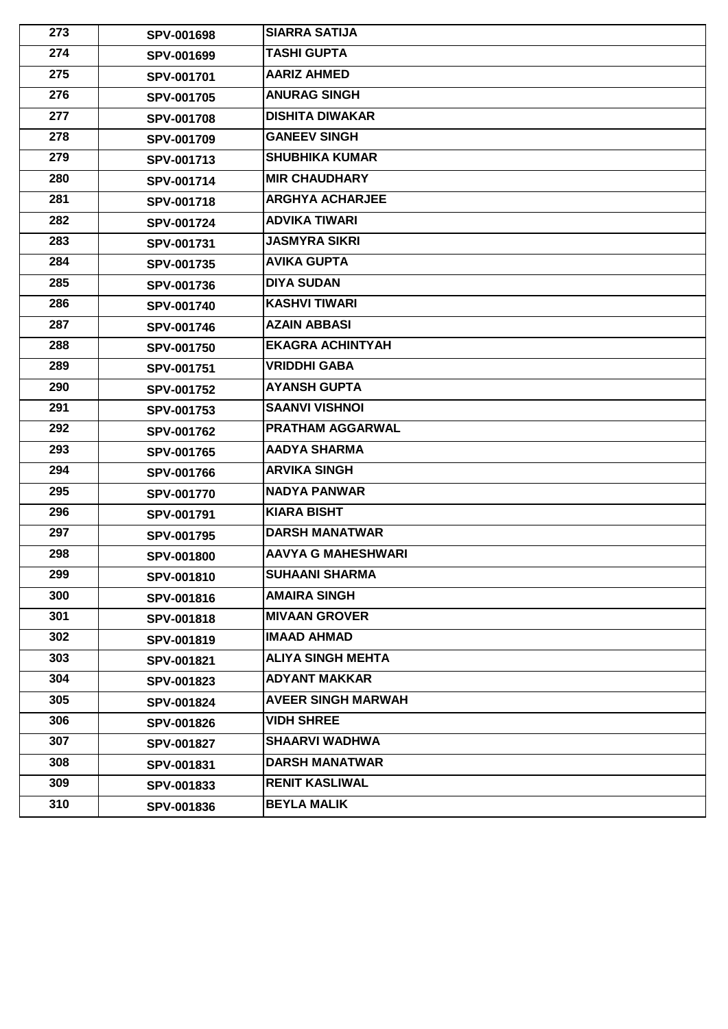| 273 | SPV-001698 | SIARRA SATIJA |
|---|---|---|
| 274 | SPV-001699 | TASHI GUPTA |
| 275 | SPV-001701 | AARIZ AHMED |
| 276 | SPV-001705 | ANURAG SINGH |
| 277 | SPV-001708 | DISHITA DIWAKAR |
| 278 | SPV-001709 | GANEEV SINGH |
| 279 | SPV-001713 | SHUBHIKA KUMAR |
| 280 | SPV-001714 | MIR CHAUDHARY |
| 281 | SPV-001718 | ARGHYA ACHARJEE |
| 282 | SPV-001724 | ADVIKA TIWARI |
| 283 | SPV-001731 | JASMYRA SIKRI |
| 284 | SPV-001735 | AVIKA GUPTA |
| 285 | SPV-001736 | DIYA SUDAN |
| 286 | SPV-001740 | KASHVI TIWARI |
| 287 | SPV-001746 | AZAIN ABBASI |
| 288 | SPV-001750 | EKAGRA ACHINTYAH |
| 289 | SPV-001751 | VRIDDHI GABA |
| 290 | SPV-001752 | AYANSH GUPTA |
| 291 | SPV-001753 | SAANVI VISHNOI |
| 292 | SPV-001762 | PRATHAM AGGARWAL |
| 293 | SPV-001765 | AADYA SHARMA |
| 294 | SPV-001766 | ARVIKA SINGH |
| 295 | SPV-001770 | NADYA PANWAR |
| 296 | SPV-001791 | KIARA BISHT |
| 297 | SPV-001795 | DARSH MANATWAR |
| 298 | SPV-001800 | AAVYA G MAHESHWARI |
| 299 | SPV-001810 | SUHAANI SHARMA |
| 300 | SPV-001816 | AMAIRA SINGH |
| 301 | SPV-001818 | MIVAAN GROVER |
| 302 | SPV-001819 | IMAAD AHMAD |
| 303 | SPV-001821 | ALIYA SINGH MEHTA |
| 304 | SPV-001823 | ADYANT MAKKAR |
| 305 | SPV-001824 | AVEER SINGH MARWAH |
| 306 | SPV-001826 | VIDH SHREE |
| 307 | SPV-001827 | SHAARVI WADHWA |
| 308 | SPV-001831 | DARSH MANATWAR |
| 309 | SPV-001833 | RENIT KASLIWAL |
| 310 | SPV-001836 | BEYLA MALIK |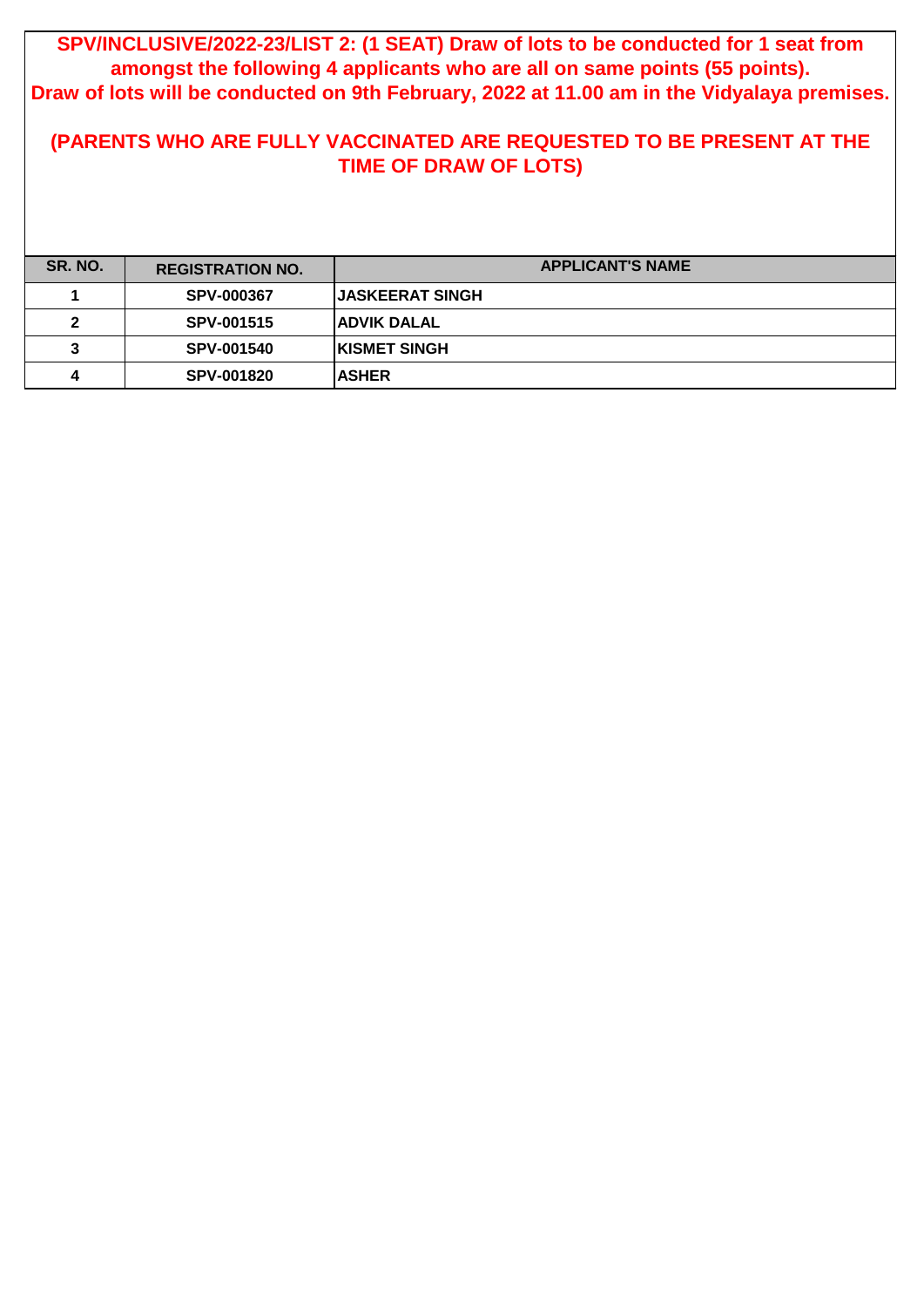**SPV/INCLUSIVE/2022-23/LIST 2: (1 SEAT) Draw of lots to be conducted for 1 seat from amongst the following 4 applicants who are all on same points (55 points).**
**Draw of lots will be conducted on 9th February, 2022 at 11.00 am in the Vidyalaya premises.**

**(PARENTS WHO ARE FULLY VACCINATED ARE REQUESTED TO BE PRESENT AT THE TIME OF DRAW OF LOTS)**

| SR. NO. | REGISTRATION NO. | APPLICANT'S NAME |
|---|---|---|
| 1 | SPV-000367 | JASKEERAT SINGH |
| 2 | SPV-001515 | ADVIK DALAL |
| 3 | SPV-001540 | KISMET SINGH |
| 4 | SPV-001820 | ASHER |